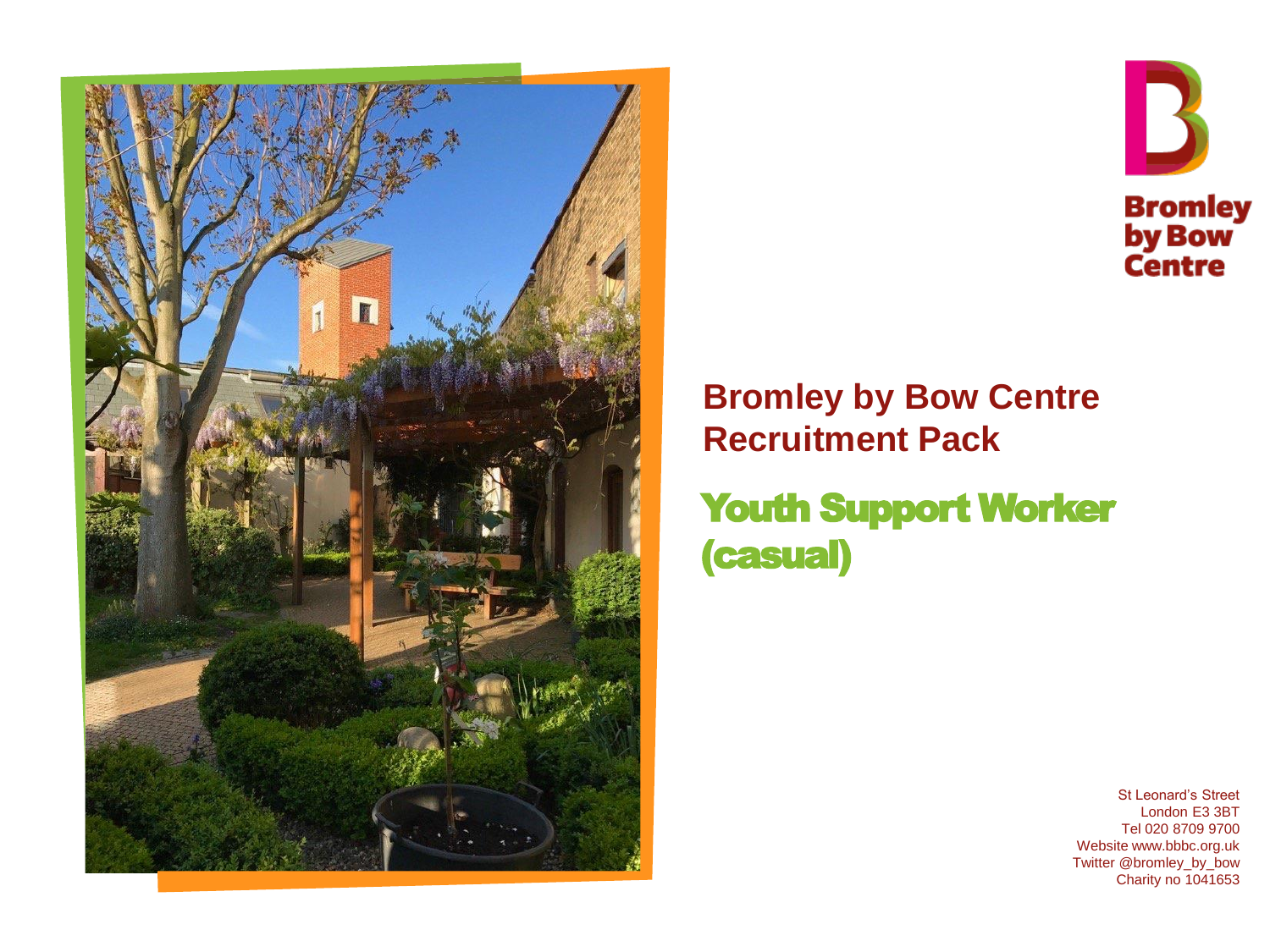Bromley by Bow Centre

# Bromley by Bow Centre Recruitment Pack

## Youth Support Worker (casual)

St Leonard's Street
London E3 3BT
Tel 020 8709 9700
Website www.bbbc.org.uk
Twitter @bromley_by_bow
Charity no 1041653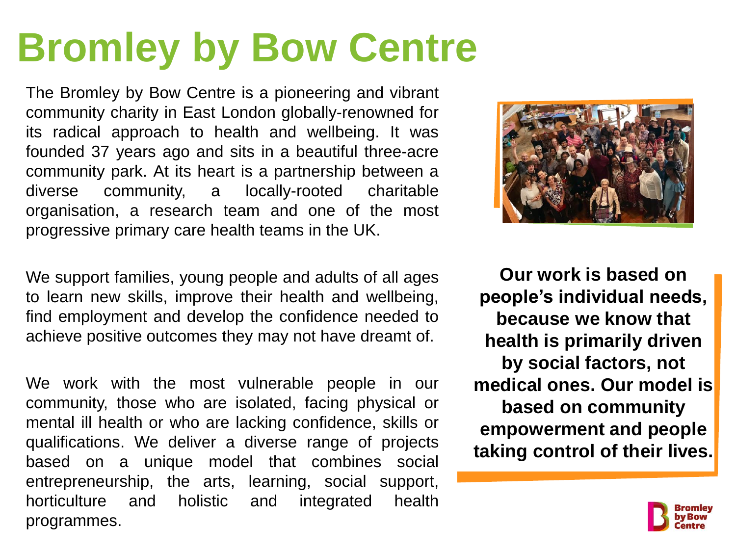# Bromley by Bow Centre

The Bromley by Bow Centre is a pioneering and vibrant community charity in East London globally-renowned for its radical approach to health and wellbeing. It was founded 37 years ago and sits in a beautiful three-acre community park. At its heart is a partnership between a diverse community, a locally-rooted charitable organisation, a research team and one of the most progressive primary care health teams in the UK.

We support families, young people and adults of all ages to learn new skills, improve their health and wellbeing, find employment and develop the confidence needed to achieve positive outcomes they may not have dreamt of.

We work with the most vulnerable people in our community, those who are isolated, facing physical or mental ill health or who are lacking confidence, skills or qualifications. We deliver a diverse range of projects based on a unique model that combines social entrepreneurship, the arts, learning, social support, horticulture and holistic and integrated health programmes.

**Our work is based on people's individual needs, because we know that health is primarily driven by social factors, not medical ones. Our model is based on community empowerment and people taking control of their lives.**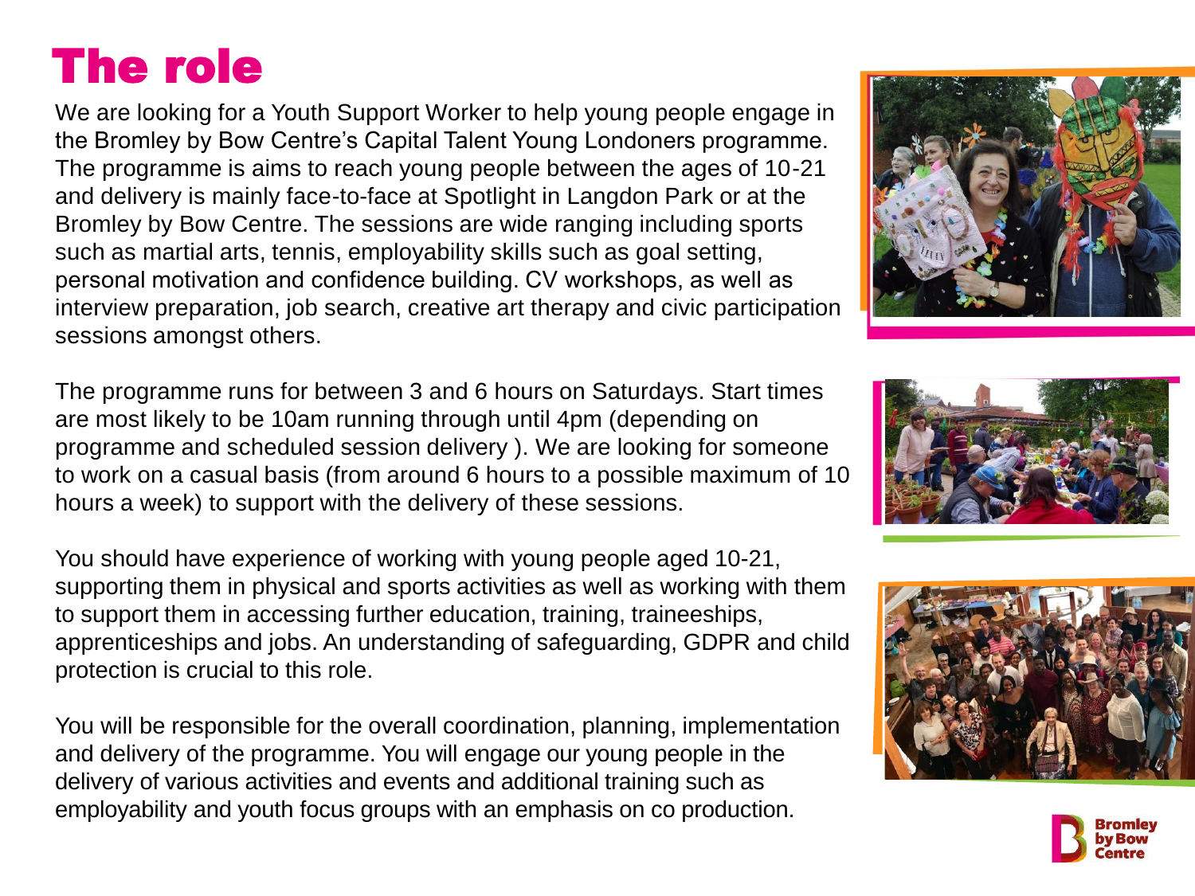# The role

We are looking for a Youth Support Worker to help young people engage in the Bromley by Bow Centre's Capital Talent Young Londoners programme. The programme is aims to reach young people between the ages of 10-21 and delivery is mainly face-to-face at Spotlight in Langdon Park or at the Bromley by Bow Centre. The sessions are wide ranging including sports such as martial arts, tennis, employability skills such as goal setting, personal motivation and confidence building. CV workshops, as well as interview preparation, job search, creative art therapy and civic participation sessions amongst others.

The programme runs for between 3 and 6 hours on Saturdays. Start times are most likely to be 10am running through until 4pm (depending on programme and scheduled session delivery ). We are looking for someone to work on a casual basis (from around 6 hours to a possible maximum of 10 hours a week) to support with the delivery of these sessions.

You should have experience of working with young people aged 10-21, supporting them in physical and sports activities as well as working with them to support them in accessing further education, training, traineeships, apprenticeships and jobs. An understanding of safeguarding, GDPR and child protection is crucial to this role.

You will be responsible for the overall coordination, planning, implementation and delivery of the programme. You will engage our young people in the delivery of various activities and events and additional training such as employability and youth focus groups with an emphasis on co production.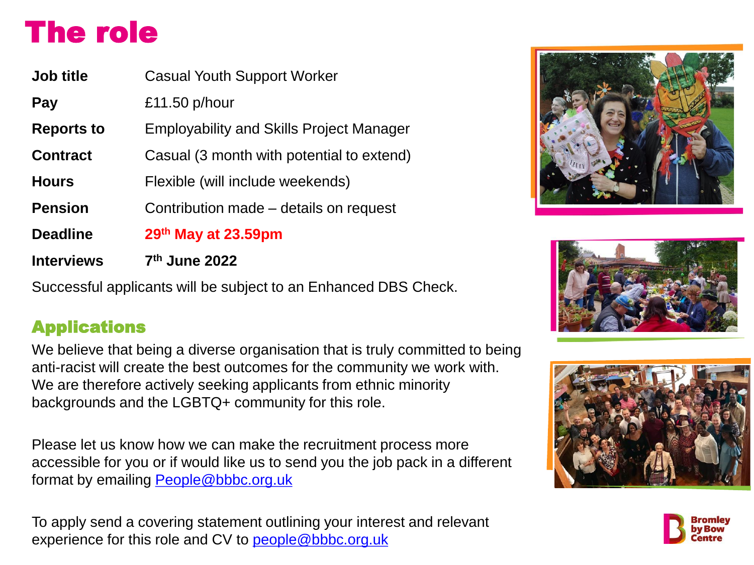# The role

| | |
|---|---|
| **Job title** | Casual Youth Support Worker |
| **Pay** | £11.50 p/hour |
| **Reports to** | Employability and Skills Project Manager |
| **Contract** | Casual (3 month with potential to extend) |
| **Hours** | Flexible (will include weekends) |
| **Pension** | Contribution made – details on request |
| **Deadline** | **29th May at 23.59pm** |
| **Interviews** | **7th June 2022** |

Successful applicants will be subject to an Enhanced DBS Check.

## Applications

We believe that being a diverse organisation that is truly committed to being anti-racist will create the best outcomes for the community we work with. We are therefore actively seeking applicants from ethnic minority backgrounds and the LGBTQ+ community for this role.

Please let us know how we can make the recruitment process more accessible for you or if would like us to send you the job pack in a different format by emailing People@bbbc.org.uk

To apply send a covering statement outlining your interest and relevant experience for this role and CV to people@bbbc.org.uk

Bromley by Bow Centre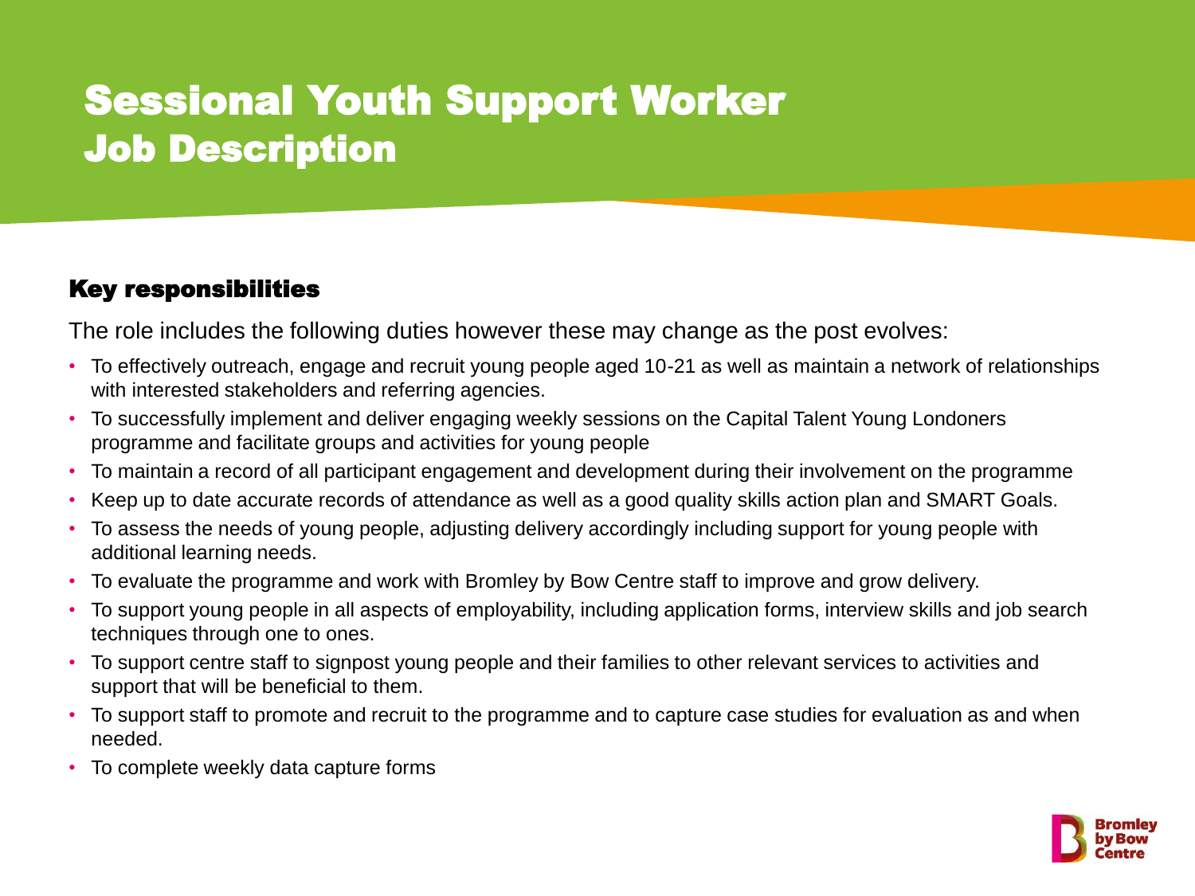# Sessional Youth Support Worker
# Job Description

## Key responsibilities

The role includes the following duties however these may change as the post evolves:

- To effectively outreach, engage and recruit young people aged 10-21 as well as maintain a network of relationships with interested stakeholders and referring agencies.
- To successfully implement and deliver engaging weekly sessions on the Capital Talent Young Londoners programme and facilitate groups and activities for young people
- To maintain a record of all participant engagement and development during their involvement on the programme
- Keep up to date accurate records of attendance as well as a good quality skills action plan and SMART Goals.
- To assess the needs of young people, adjusting delivery accordingly including support for young people with additional learning needs.
- To evaluate the programme and work with Bromley by Bow Centre staff to improve and grow delivery.
- To support young people in all aspects of employability, including application forms, interview skills and job search techniques through one to ones.
- To support centre staff to signpost young people and their families to other relevant services to activities and support that will be beneficial to them.
- To support staff to promote and recruit to the programme and to capture case studies for evaluation as and when needed.
- To complete weekly data capture forms

Bromley by Bow Centre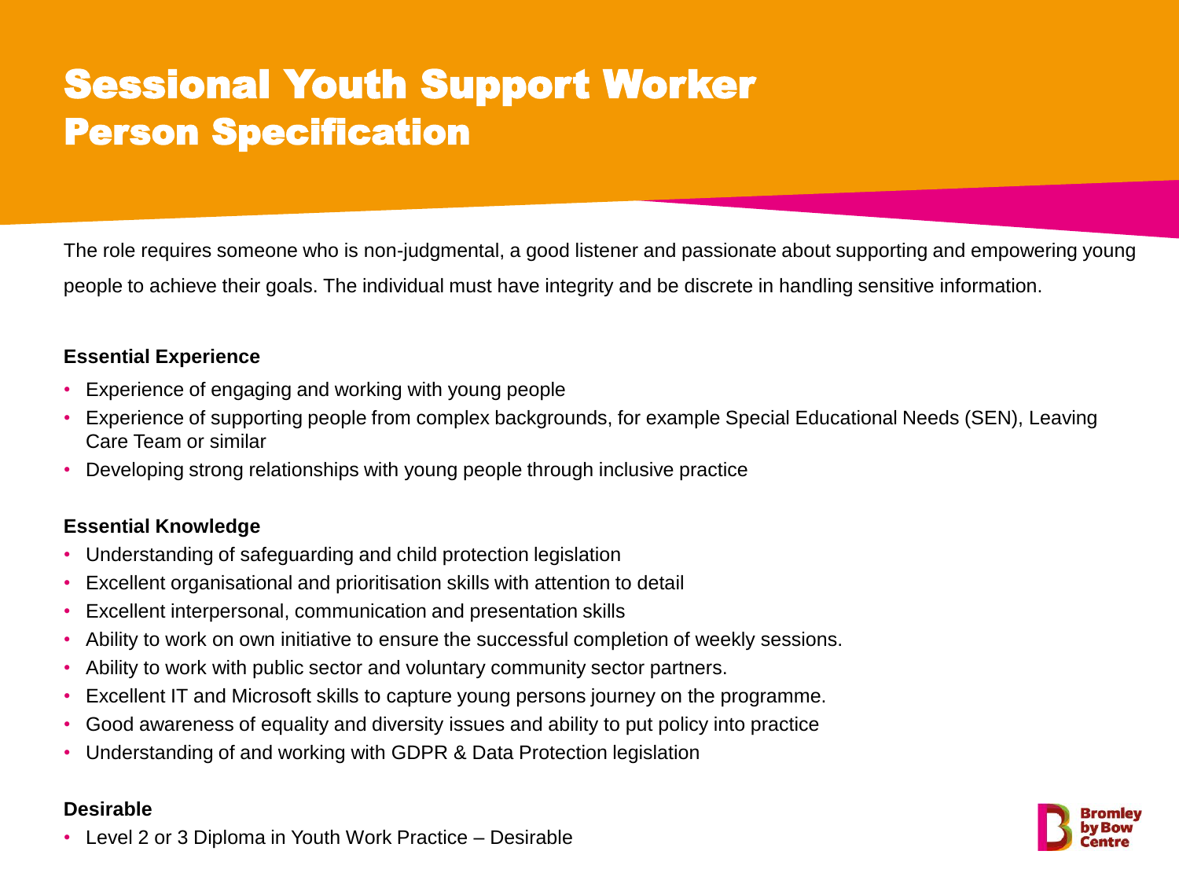# Sessional Youth Support Worker
# Person Specification

The role requires someone who is non-judgmental, a good listener and passionate about supporting and empowering young people to achieve their goals. The individual must have integrity and be discrete in handling sensitive information.

**Essential Experience**

- Experience of engaging and working with young people
- Experience of supporting people from complex backgrounds, for example Special Educational Needs (SEN), Leaving Care Team or similar
- Developing strong relationships with young people through inclusive practice

**Essential Knowledge**

- Understanding of safeguarding and child protection legislation
- Excellent organisational and prioritisation skills with attention to detail
- Excellent interpersonal, communication and presentation skills
- Ability to work on own initiative to ensure the successful completion of weekly sessions.
- Ability to work with public sector and voluntary community sector partners.
- Excellent IT and Microsoft skills to capture young persons journey on the programme.
- Good awareness of equality and diversity issues and ability to put policy into practice
- Understanding of and working with GDPR & Data Protection legislation

**Desirable**

- Level 2 or 3 Diploma in Youth Work Practice – Desirable

Bromley by Bow Centre